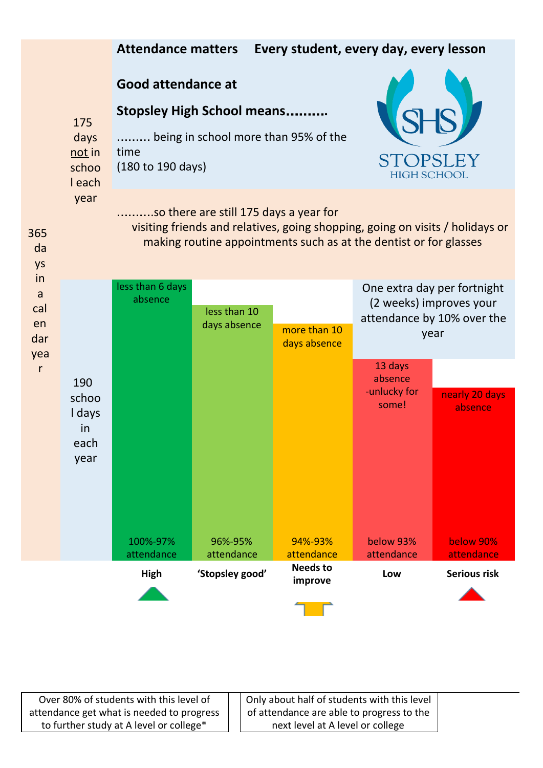## Attendance matters    Every student, every day, every lesson

**Good attendance at**

**Stopsley High School means..........**

......... being in school more than 95% of the time
(180 to 190 days)

STOPSLEY HIGH SCHOOL

365 days in a calendar year

175 days not in school each year

..........so there are still 175 days a year for visiting friends and relatives, going shopping, going on visits / holidays or making routine appointments such as at the dentist or for glasses

190 school days in each year

One extra day per fortnight (2 weeks) improves your attendance by 10% over the year

| less than 6 days absence | less than 10 days absence | more than 10 days absence | 13 days absence -unlucky for some! | nearly 20 days absence |
|---|---|---|---|---|
| 100%-97% attendance | 96%-95% attendance | 94%-93% attendance | below 93% attendance | below 90% attendance |
| **High** | **'Stopsley good'** | **Needs to improve** | **Low** | **Serious risk** |

Over 80% of students with this level of attendance get what is needed to progress to further study at A level or college*

Only about half of students with this level of attendance are able to progress to the next level at A level or college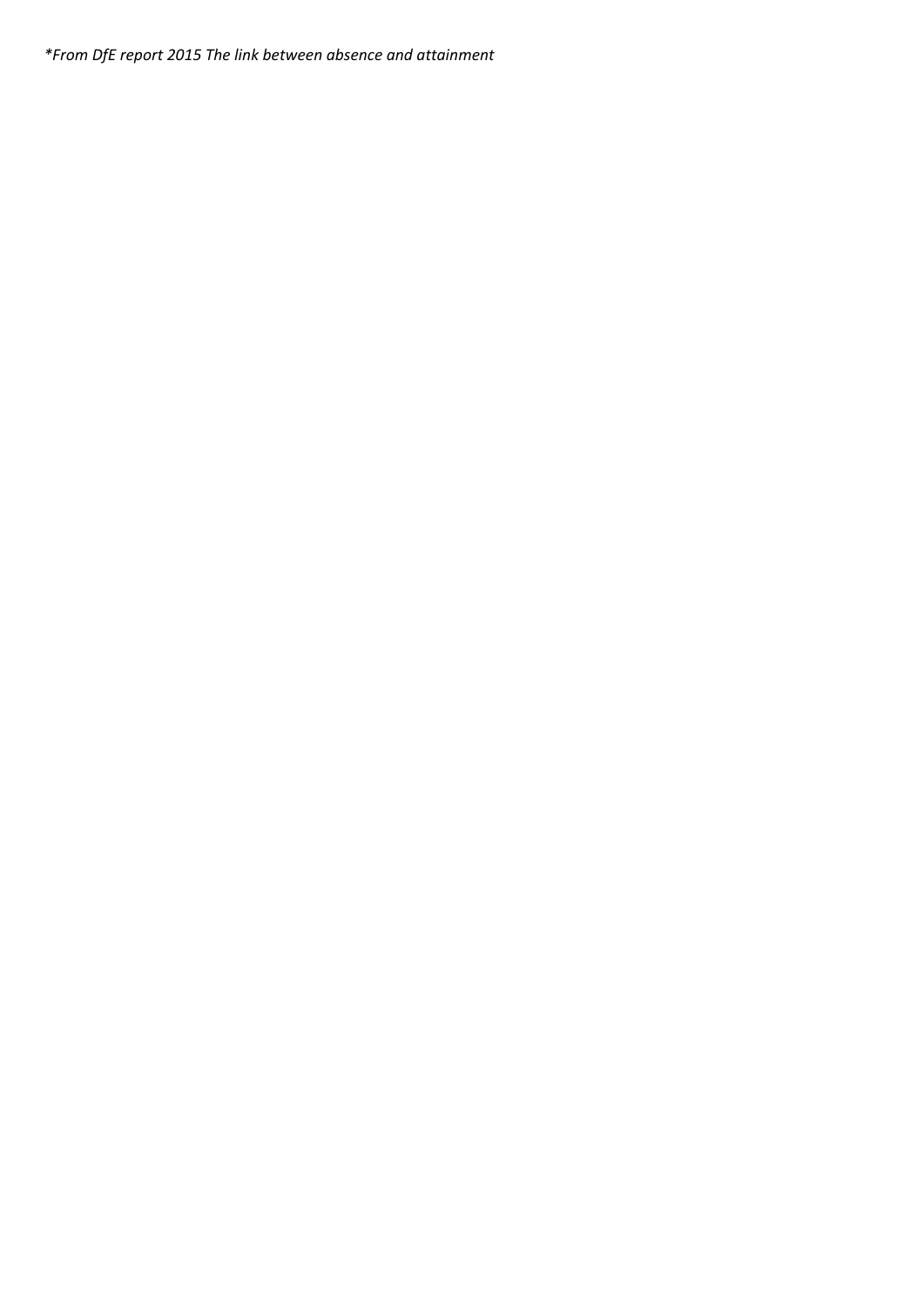*From DfE report 2015 The link between absence and attainment*